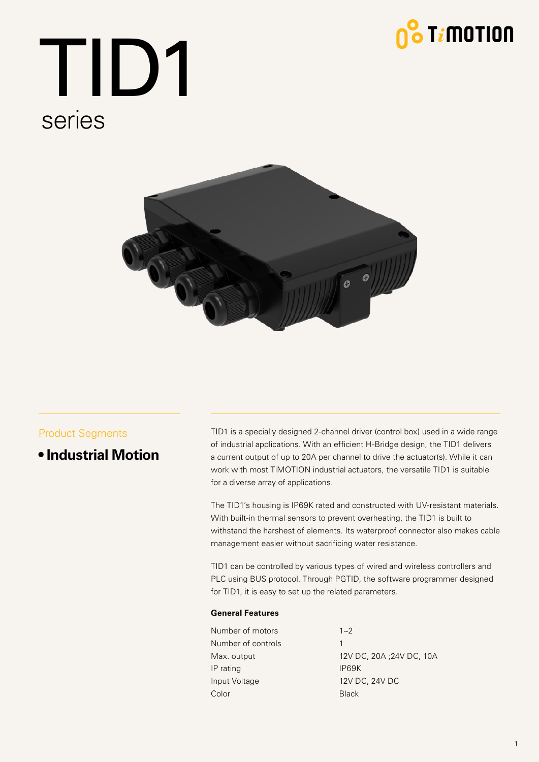# TID1

## series

Product Segments

- **Industrial Motion**

TID1 is a specially designed 2-channel driver (control box) used in a wide range of industrial applications. With an efficient H-Bridge design, the TID1 delivers a current output of up to 20A per channel to drive the actuator(s). While it can work with most TiMOTION industrial actuators, the versatile TID1 is suitable for a diverse array of applications.

The TID1's housing is IP69K rated and constructed with UV-resistant materials. With built-in thermal sensors to prevent overheating, the TID1 is built to withstand the harshest of elements. Its waterproof connector also makes cable management easier without sacrificing water resistance.

TID1 can be controlled by various types of wired and wireless controllers and PLC using BUS protocol. Through PGTID, the software programmer designed for TID1, it is easy to set up the related parameters.

### General Features

| | |
|---|---|
| Number of motors | 1~2 |
| Number of controls | 1 |
| Max. output | 12V DC, 20A ;24V DC, 10A |
| IP rating | IP69K |
| Input Voltage | 12V DC, 24V DC |
| Color | Black |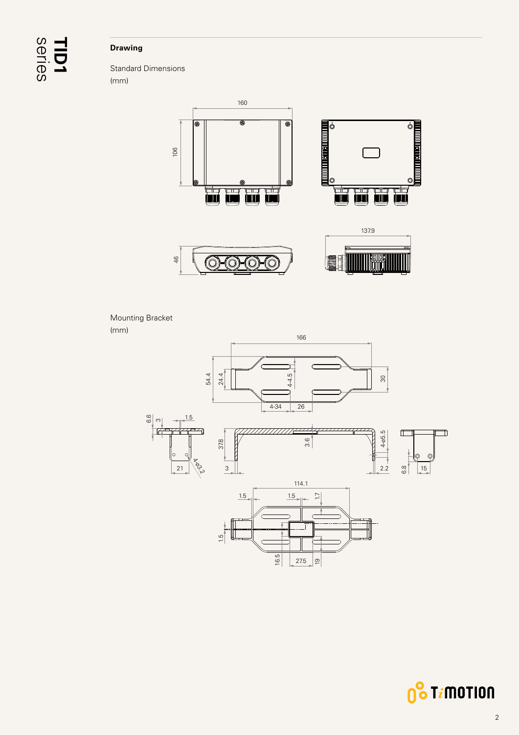## Drawing

Standard Dimensions
(mm)

Mounting Bracket
(mm)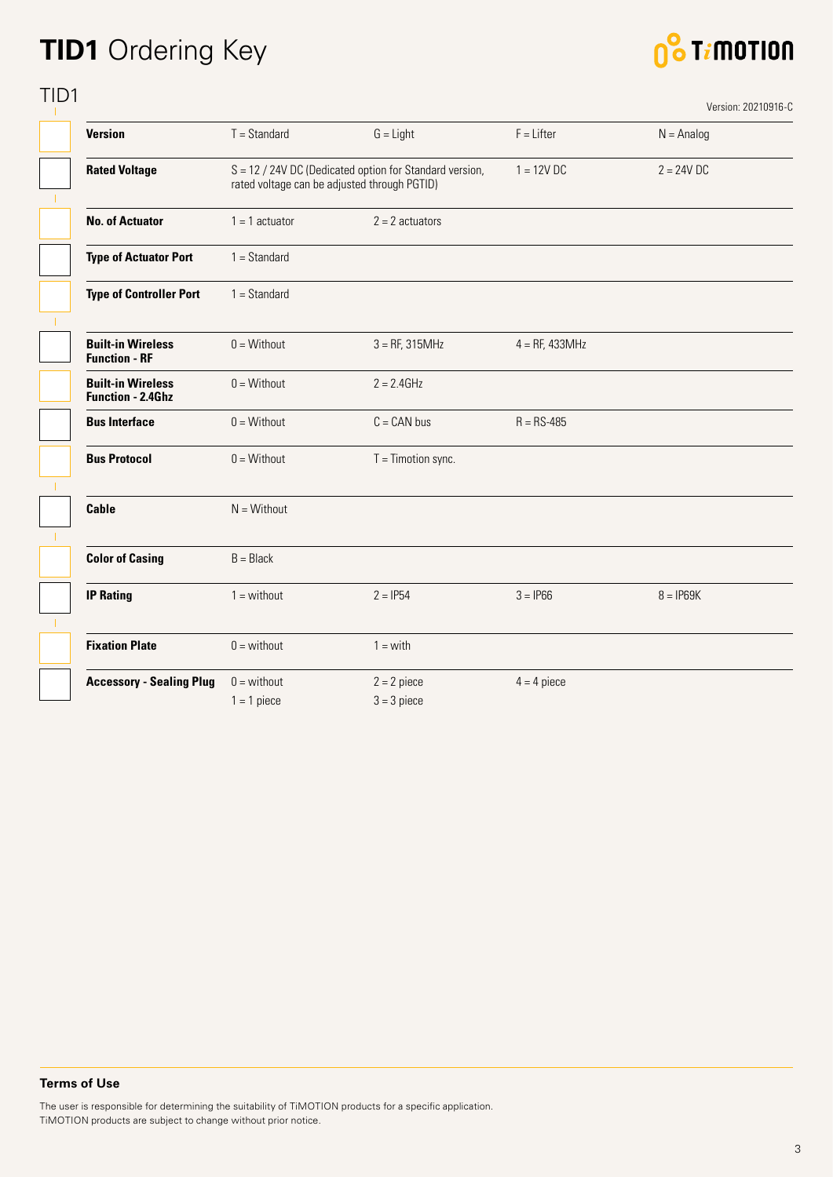# **TID1** Ordering Key

TID1

Version: 20210916-C

| | | | | |
|---|---|---|---|---|
| **Version** | T = Standard | G = Light | F = Lifter | N = Analog |
| **Rated Voltage** | S = 12 / 24V DC (Dedicated option for Standard version, rated voltage can be adjusted through PGTID) | | 1 = 12V DC | 2 = 24V DC |
| **No. of Actuator** | 1 = 1 actuator | 2 = 2 actuators | | |
| **Type of Actuator Port** | 1 = Standard | | | |
| **Type of Controller Port** | 1 = Standard | | | |
| **Built-in Wireless Function - RF** | 0 = Without | 3 = RF, 315MHz | 4 = RF, 433MHz | |
| **Built-in Wireless Function - 2.4Ghz** | 0 = Without | 2 = 2.4GHz | | |
| **Bus Interface** | 0 = Without | C = CAN bus | R = RS-485 | |
| **Bus Protocol** | 0 = Without | T = Timotion sync. | | |
| **Cable** | N = Without | | | |
| **Color of Casing** | B = Black | | | |
| **IP Rating** | 1 = without | 2 = IP54 | 3 = IP66 | 8 = IP69K |
| **Fixation Plate** | 0 = without | 1 = with | | |
| **Accessory - Sealing Plug** | 0 = without<br>1 = 1 piece | 2 = 2 piece<br>3 = 3 piece | 4 = 4 piece | |

**Terms of Use**

The user is responsible for determining the suitability of TiMOTION products for a specific application.
TiMOTION products are subject to change without prior notice.